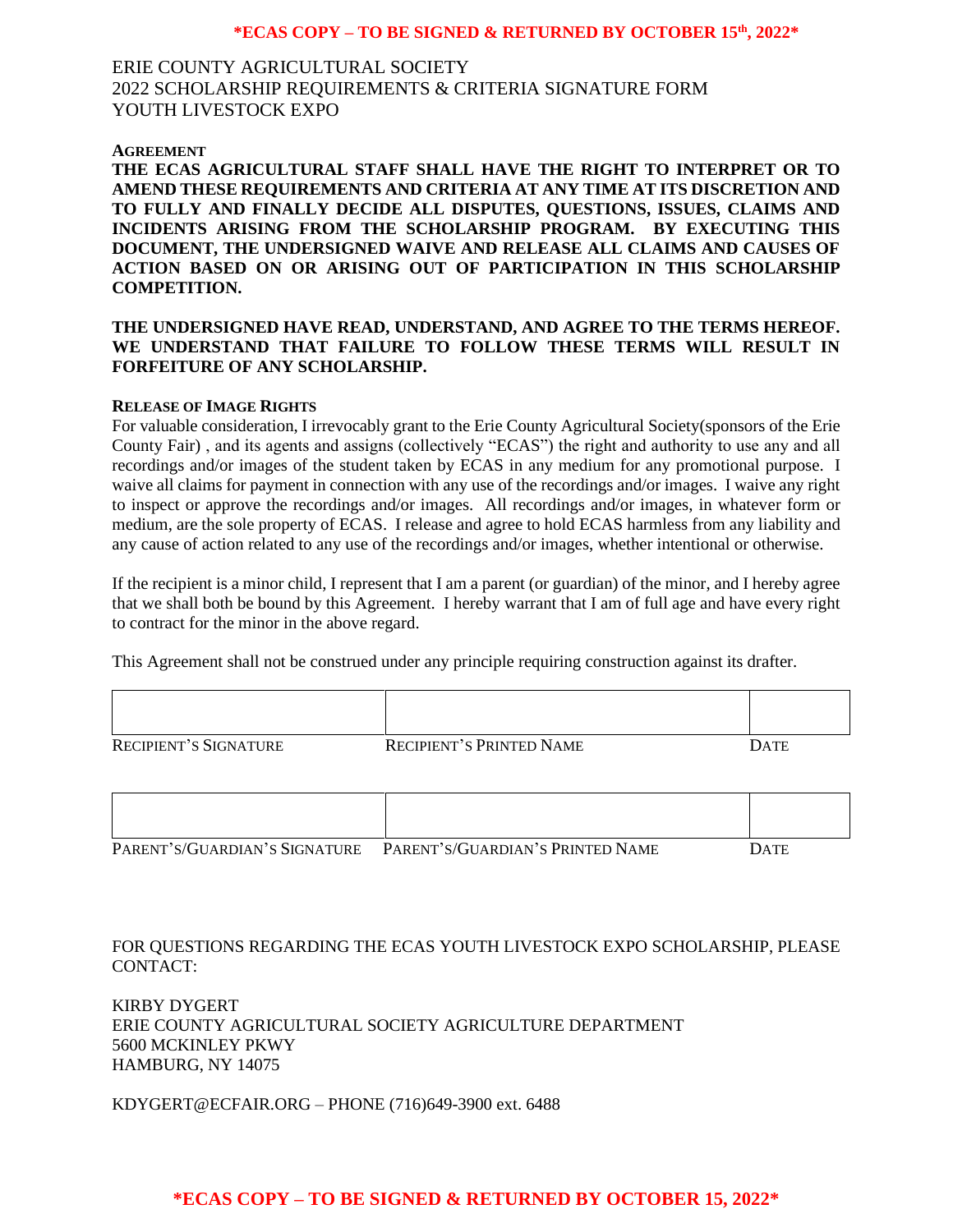**\*ECAS COPY – TO BE SIGNED & RETURNED BY OCTOBER 15th, 2022\***

ERIE COUNTY AGRICULTURAL SOCIETY
2022 SCHOLARSHIP REQUIREMENTS & CRITERIA SIGNATURE FORM
YOUTH LIVESTOCK EXPO

**AGREEMENT**

**THE ECAS AGRICULTURAL STAFF SHALL HAVE THE RIGHT TO INTERPRET OR TO AMEND THESE REQUIREMENTS AND CRITERIA AT ANY TIME AT ITS DISCRETION AND TO FULLY AND FINALLY DECIDE ALL DISPUTES, QUESTIONS, ISSUES, CLAIMS AND INCIDENTS ARISING FROM THE SCHOLARSHIP PROGRAM. BY EXECUTING THIS DOCUMENT, THE UNDERSIGNED WAIVE AND RELEASE ALL CLAIMS AND CAUSES OF ACTION BASED ON OR ARISING OUT OF PARTICIPATION IN THIS SCHOLARSHIP COMPETITION.**

**THE UNDERSIGNED HAVE READ, UNDERSTAND, AND AGREE TO THE TERMS HEREOF. WE UNDERSTAND THAT FAILURE TO FOLLOW THESE TERMS WILL RESULT IN FORFEITURE OF ANY SCHOLARSHIP.**

**RELEASE OF IMAGE RIGHTS**

For valuable consideration, I irrevocably grant to the Erie County Agricultural Society(sponsors of the Erie County Fair) , and its agents and assigns (collectively "ECAS") the right and authority to use any and all recordings and/or images of the student taken by ECAS in any medium for any promotional purpose. I waive all claims for payment in connection with any use of the recordings and/or images. I waive any right to inspect or approve the recordings and/or images. All recordings and/or images, in whatever form or medium, are the sole property of ECAS. I release and agree to hold ECAS harmless from any liability and any cause of action related to any use of the recordings and/or images, whether intentional or otherwise.

If the recipient is a minor child, I represent that I am a parent (or guardian) of the minor, and I hereby agree that we shall both be bound by this Agreement. I hereby warrant that I am of full age and have every right to contract for the minor in the above regard.

This Agreement shall not be construed under any principle requiring construction against its drafter.

| | | |
|---|---|---|
| | | |
| RECIPIENT'S SIGNATURE | RECIPIENT'S PRINTED NAME | DATE |

| | | |
|---|---|---|
| | | |
| PARENT'S/GUARDIAN'S SIGNATURE | PARENT'S/GUARDIAN'S PRINTED NAME | DATE |

FOR QUESTIONS REGARDING THE ECAS YOUTH LIVESTOCK EXPO SCHOLARSHIP, PLEASE CONTACT:

KIRBY DYGERT
ERIE COUNTY AGRICULTURAL SOCIETY AGRICULTURE DEPARTMENT
5600 MCKINLEY PKWY
HAMBURG, NY 14075

KDYGERT@ECFAIR.ORG – PHONE (716)649-3900 ext. 6488

**\*ECAS COPY – TO BE SIGNED & RETURNED BY OCTOBER 15, 2022\***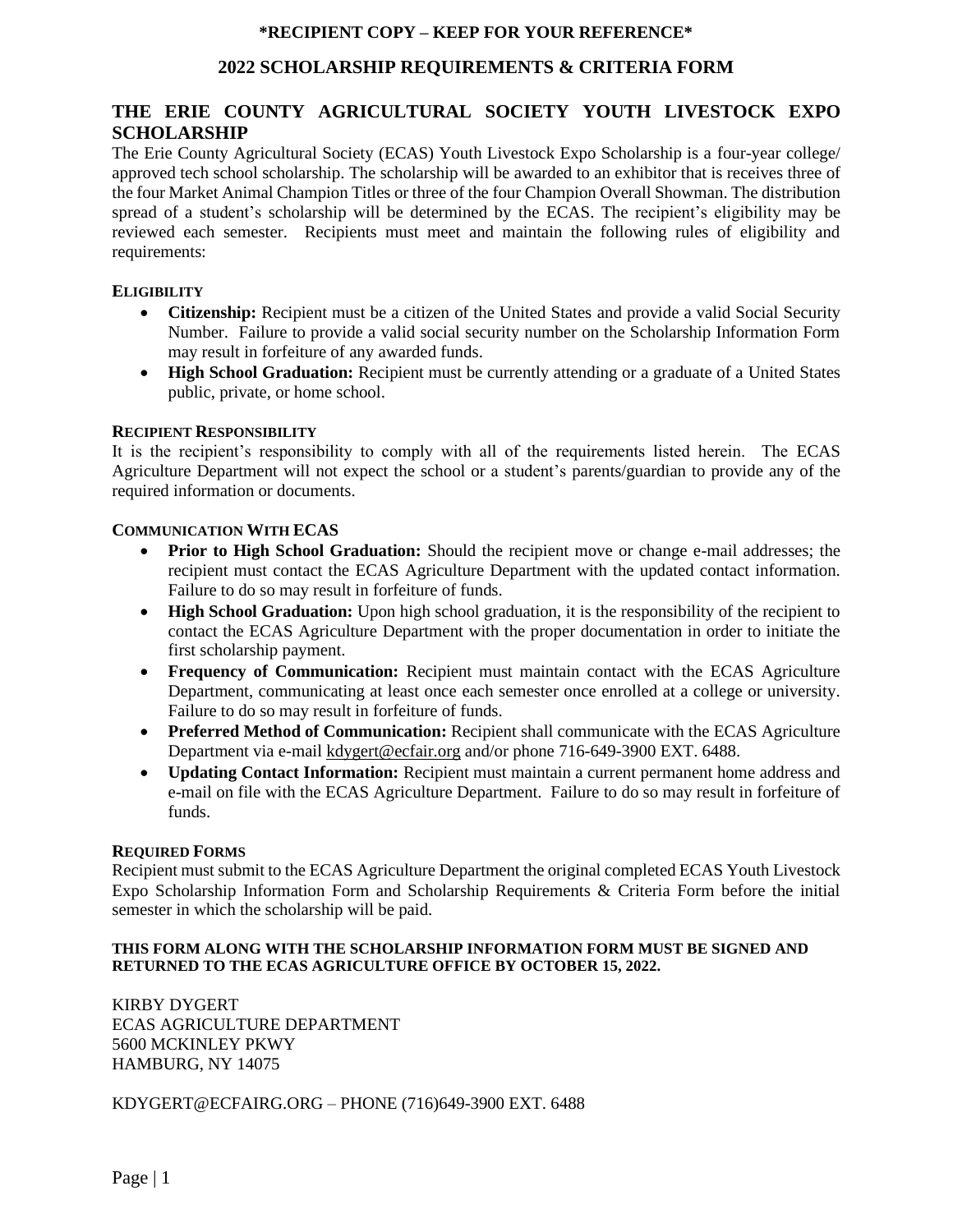**\*RECIPIENT COPY – KEEP FOR YOUR REFERENCE\***

## 2022 SCHOLARSHIP REQUIREMENTS & CRITERIA FORM

## THE ERIE COUNTY AGRICULTURAL SOCIETY YOUTH LIVESTOCK EXPO SCHOLARSHIP

The Erie County Agricultural Society (ECAS) Youth Livestock Expo Scholarship is a four-year college/ approved tech school scholarship. The scholarship will be awarded to an exhibitor that is receives three of the four Market Animal Champion Titles or three of the four Champion Overall Showman. The distribution spread of a student's scholarship will be determined by the ECAS. The recipient's eligibility may be reviewed each semester. Recipients must meet and maintain the following rules of eligibility and requirements:

### ELIGIBILITY

- **Citizenship:** Recipient must be a citizen of the United States and provide a valid Social Security Number. Failure to provide a valid social security number on the Scholarship Information Form may result in forfeiture of any awarded funds.
- **High School Graduation:** Recipient must be currently attending or a graduate of a United States public, private, or home school.

### RECIPIENT RESPONSIBILITY

It is the recipient's responsibility to comply with all of the requirements listed herein. The ECAS Agriculture Department will not expect the school or a student's parents/guardian to provide any of the required information or documents.

### COMMUNICATION WITH ECAS

- **Prior to High School Graduation:** Should the recipient move or change e-mail addresses; the recipient must contact the ECAS Agriculture Department with the updated contact information. Failure to do so may result in forfeiture of funds.
- **High School Graduation:** Upon high school graduation, it is the responsibility of the recipient to contact the ECAS Agriculture Department with the proper documentation in order to initiate the first scholarship payment.
- **Frequency of Communication:** Recipient must maintain contact with the ECAS Agriculture Department, communicating at least once each semester once enrolled at a college or university. Failure to do so may result in forfeiture of funds.
- **Preferred Method of Communication:** Recipient shall communicate with the ECAS Agriculture Department via e-mail kdygert@ecfair.org and/or phone 716-649-3900 EXT. 6488.
- **Updating Contact Information:** Recipient must maintain a current permanent home address and e-mail on file with the ECAS Agriculture Department. Failure to do so may result in forfeiture of funds.

### REQUIRED FORMS

Recipient must submit to the ECAS Agriculture Department the original completed ECAS Youth Livestock Expo Scholarship Information Form and Scholarship Requirements & Criteria Form before the initial semester in which the scholarship will be paid.

**THIS FORM ALONG WITH THE SCHOLARSHIP INFORMATION FORM MUST BE SIGNED AND RETURNED TO THE ECAS AGRICULTURE OFFICE BY OCTOBER 15, 2022.**

KIRBY DYGERT
ECAS AGRICULTURE DEPARTMENT
5600 MCKINLEY PKWY
HAMBURG, NY 14075

KDYGERT@ECFAIRG.ORG – PHONE (716)649-3900 EXT. 6488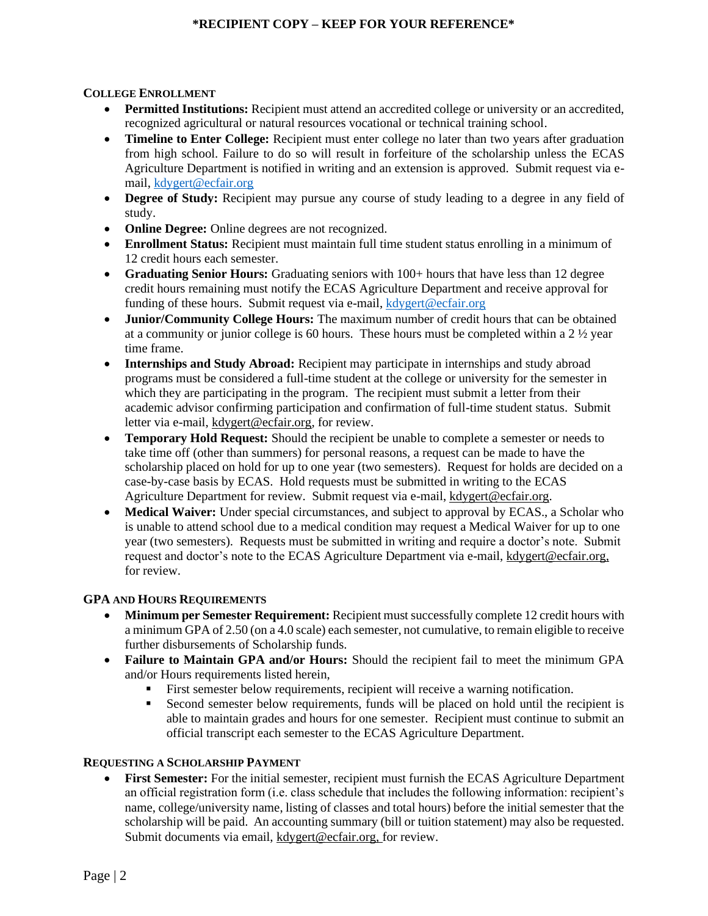**\*RECIPIENT COPY – KEEP FOR YOUR REFERENCE\***

## COLLEGE ENROLLMENT

- **Permitted Institutions:** Recipient must attend an accredited college or university or an accredited, recognized agricultural or natural resources vocational or technical training school.
- **Timeline to Enter College:** Recipient must enter college no later than two years after graduation from high school. Failure to do so will result in forfeiture of the scholarship unless the ECAS Agriculture Department is notified in writing and an extension is approved. Submit request via e-mail, kdygert@ecfair.org
- **Degree of Study:** Recipient may pursue any course of study leading to a degree in any field of study.
- **Online Degree:** Online degrees are not recognized.
- **Enrollment Status:** Recipient must maintain full time student status enrolling in a minimum of 12 credit hours each semester.
- **Graduating Senior Hours:** Graduating seniors with 100+ hours that have less than 12 degree credit hours remaining must notify the ECAS Agriculture Department and receive approval for funding of these hours. Submit request via e-mail, kdygert@ecfair.org
- **Junior/Community College Hours:** The maximum number of credit hours that can be obtained at a community or junior college is 60 hours. These hours must be completed within a 2 ½ year time frame.
- **Internships and Study Abroad:** Recipient may participate in internships and study abroad programs must be considered a full-time student at the college or university for the semester in which they are participating in the program. The recipient must submit a letter from their academic advisor confirming participation and confirmation of full-time student status. Submit letter via e-mail, kdygert@ecfair.org, for review.
- **Temporary Hold Request:** Should the recipient be unable to complete a semester or needs to take time off (other than summers) for personal reasons, a request can be made to have the scholarship placed on hold for up to one year (two semesters). Request for holds are decided on a case-by-case basis by ECAS. Hold requests must be submitted in writing to the ECAS Agriculture Department for review. Submit request via e-mail, kdygert@ecfair.org.
- **Medical Waiver:** Under special circumstances, and subject to approval by ECAS., a Scholar who is unable to attend school due to a medical condition may request a Medical Waiver for up to one year (two semesters). Requests must be submitted in writing and require a doctor's note. Submit request and doctor's note to the ECAS Agriculture Department via e-mail, kdygert@ecfair.org, for review.

## GPA AND HOURS REQUIREMENTS

- **Minimum per Semester Requirement:** Recipient must successfully complete 12 credit hours with a minimum GPA of 2.50 (on a 4.0 scale) each semester, not cumulative, to remain eligible to receive further disbursements of Scholarship funds.
- **Failure to Maintain GPA and/or Hours:** Should the recipient fail to meet the minimum GPA and/or Hours requirements listed herein,
  - First semester below requirements, recipient will receive a warning notification.
  - Second semester below requirements, funds will be placed on hold until the recipient is able to maintain grades and hours for one semester. Recipient must continue to submit an official transcript each semester to the ECAS Agriculture Department.

## REQUESTING A SCHOLARSHIP PAYMENT

- **First Semester:** For the initial semester, recipient must furnish the ECAS Agriculture Department an official registration form (i.e. class schedule that includes the following information: recipient's name, college/university name, listing of classes and total hours) before the initial semester that the scholarship will be paid. An accounting summary (bill or tuition statement) may also be requested. Submit documents via email, kdygert@ecfair.org, for review.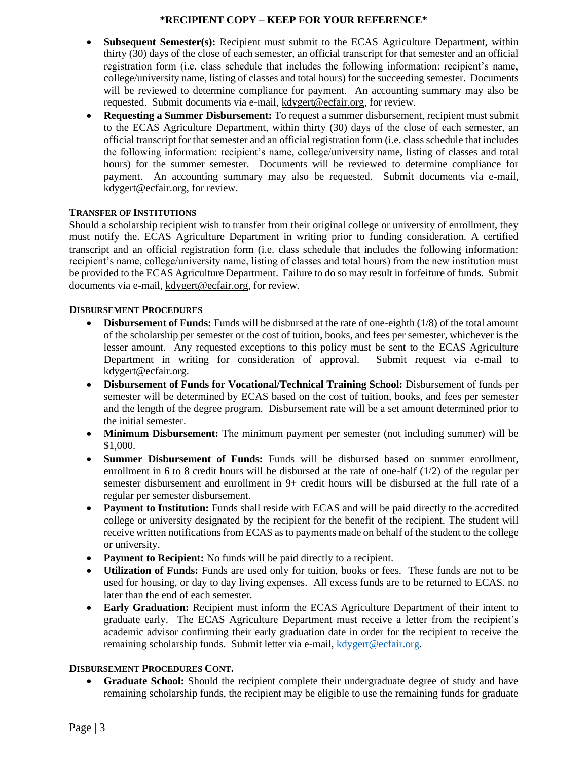**\*RECIPIENT COPY – KEEP FOR YOUR REFERENCE\***

- **Subsequent Semester(s):** Recipient must submit to the ECAS Agriculture Department, within thirty (30) days of the close of each semester, an official transcript for that semester and an official registration form (i.e. class schedule that includes the following information: recipient's name, college/university name, listing of classes and total hours) for the succeeding semester. Documents will be reviewed to determine compliance for payment. An accounting summary may also be requested. Submit documents via e-mail, kdygert@ecfair.org, for review.
- **Requesting a Summer Disbursement:** To request a summer disbursement, recipient must submit to the ECAS Agriculture Department, within thirty (30) days of the close of each semester, an official transcript for that semester and an official registration form (i.e. class schedule that includes the following information: recipient's name, college/university name, listing of classes and total hours) for the summer semester. Documents will be reviewed to determine compliance for payment. An accounting summary may also be requested. Submit documents via e-mail, kdygert@ecfair.org, for review.

### TRANSFER OF INSTITUTIONS

Should a scholarship recipient wish to transfer from their original college or university of enrollment, they must notify the. ECAS Agriculture Department in writing prior to funding consideration. A certified transcript and an official registration form (i.e. class schedule that includes the following information: recipient's name, college/university name, listing of classes and total hours) from the new institution must be provided to the ECAS Agriculture Department. Failure to do so may result in forfeiture of funds. Submit documents via e-mail, kdygert@ecfair.org, for review.

### DISBURSEMENT PROCEDURES

- **Disbursement of Funds:** Funds will be disbursed at the rate of one-eighth (1/8) of the total amount of the scholarship per semester or the cost of tuition, books, and fees per semester, whichever is the lesser amount. Any requested exceptions to this policy must be sent to the ECAS Agriculture Department in writing for consideration of approval. Submit request via e-mail to kdygert@ecfair.org.
- **Disbursement of Funds for Vocational/Technical Training School:** Disbursement of funds per semester will be determined by ECAS based on the cost of tuition, books, and fees per semester and the length of the degree program. Disbursement rate will be a set amount determined prior to the initial semester.
- **Minimum Disbursement:** The minimum payment per semester (not including summer) will be $1,000.
- **Summer Disbursement of Funds:** Funds will be disbursed based on summer enrollment, enrollment in 6 to 8 credit hours will be disbursed at the rate of one-half (1/2) of the regular per semester disbursement and enrollment in 9+ credit hours will be disbursed at the full rate of a regular per semester disbursement.
- **Payment to Institution:** Funds shall reside with ECAS and will be paid directly to the accredited college or university designated by the recipient for the benefit of the recipient. The student will receive written notifications from ECAS as to payments made on behalf of the student to the college or university.
- **Payment to Recipient:** No funds will be paid directly to a recipient.
- **Utilization of Funds:** Funds are used only for tuition, books or fees. These funds are not to be used for housing, or day to day living expenses. All excess funds are to be returned to ECAS. no later than the end of each semester.
- **Early Graduation:** Recipient must inform the ECAS Agriculture Department of their intent to graduate early. The ECAS Agriculture Department must receive a letter from the recipient's academic advisor confirming their early graduation date in order for the recipient to receive the remaining scholarship funds. Submit letter via e-mail, kdygert@ecfair.org.

### DISBURSEMENT PROCEDURES CONT.

- **Graduate School:** Should the recipient complete their undergraduate degree of study and have remaining scholarship funds, the recipient may be eligible to use the remaining funds for graduate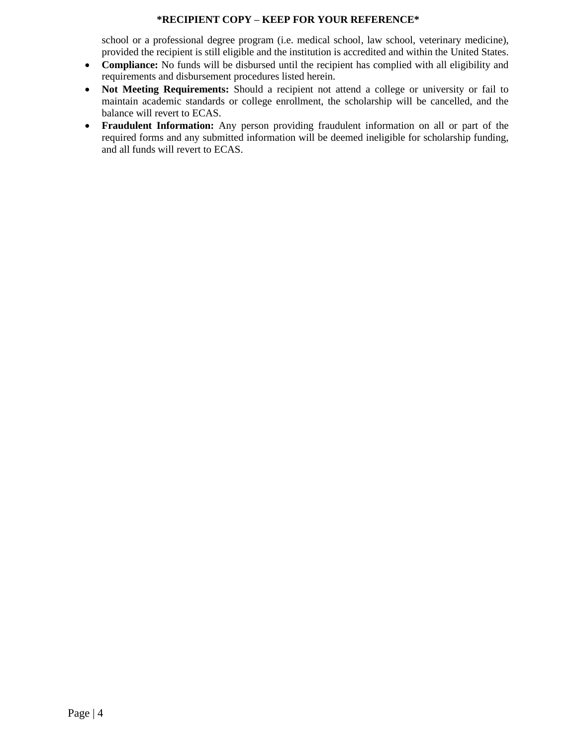school or a professional degree program (i.e. medical school, law school, veterinary medicine), provided the recipient is still eligible and the institution is accredited and within the United States.

- **Compliance:** No funds will be disbursed until the recipient has complied with all eligibility and requirements and disbursement procedures listed herein.
- **Not Meeting Requirements:** Should a recipient not attend a college or university or fail to maintain academic standards or college enrollment, the scholarship will be cancelled, and the balance will revert to ECAS.
- **Fraudulent Information:** Any person providing fraudulent information on all or part of the required forms and any submitted information will be deemed ineligible for scholarship funding, and all funds will revert to ECAS.